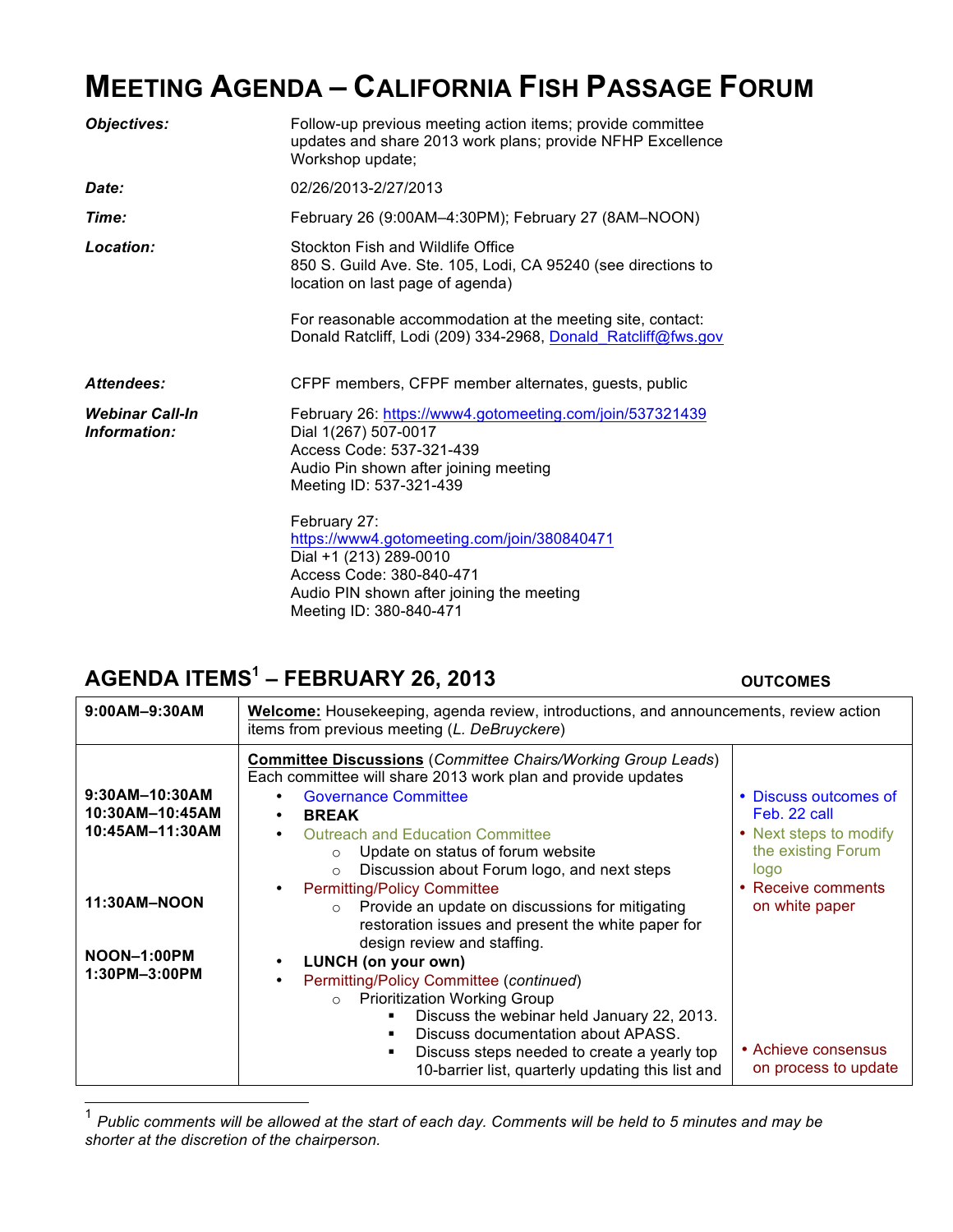# MEETING AGENDA – CALIFORNIA FISH PASSAGE FORUM

| | |
|---|---|
| ***Objectives:*** | Follow-up previous meeting action items; provide committee updates and share 2013 work plans; provide NFHP Excellence Workshop update; |
| ***Date:*** | 02/26/2013-2/27/2013 |
| ***Time:*** | February 26 (9:00AM–4:30PM); February 27 (8AM–NOON) |
| ***Location:*** | Stockton Fish and Wildlife Office<br>850 S. Guild Ave. Ste. 105, Lodi, CA 95240 (see directions to location on last page of agenda)<br><br>For reasonable accommodation at the meeting site, contact: Donald Ratcliff, Lodi (209) 334-2968, Donald_Ratcliff@fws.gov |
| ***Attendees:*** | CFPF members, CFPF member alternates, guests, public |
| ***Webinar Call-In Information:*** | February 26: https://www4.gotomeeting.com/join/537321439<br>Dial 1(267) 507-0017<br>Access Code: 537-321-439<br>Audio Pin shown after joining meeting<br>Meeting ID: 537-321-439<br><br>February 27:<br>https://www4.gotomeeting.com/join/380840471<br>Dial +1 (213) 289-0010<br>Access Code: 380-840-471<br>Audio PIN shown after joining the meeting<br>Meeting ID: 380-840-471 |

## AGENDA ITEMS[1] – FEBRUARY 26, 2013

| | | OUTCOMES |
|---|---|---|
| **9:00AM–9:30AM** | **Welcome:** Housekeeping, agenda review, introductions, and announcements, review action items from previous meeting (*L. DeBruyckere*) | |
| **9:30AM–10:30AM**<br>**10:30AM–10:45AM**<br>**10:45AM–11:30AM**<br><br><br>**11:30AM–NOON**<br><br><br>**NOON–1:00PM**<br>**1:30PM–3:00PM** | **Committee Discussions** (*Committee Chairs/Working Group Leads*)<br>Each committee will share 2013 work plan and provide updates<br>• Governance Committee<br>• **BREAK**<br>• Outreach and Education Committee<br>&nbsp;&nbsp;○ Update on status of forum website<br>&nbsp;&nbsp;○ Discussion about Forum logo, and next steps<br>• Permitting/Policy Committee<br>&nbsp;&nbsp;○ Provide an update on discussions for mitigating restoration issues and present the white paper for design review and staffing.<br>• **LUNCH (on your own)**<br>• Permitting/Policy Committee (*continued*)<br>&nbsp;&nbsp;○ Prioritization Working Group<br>&nbsp;&nbsp;&nbsp;&nbsp;▪ Discuss the webinar held January 22, 2013.<br>&nbsp;&nbsp;&nbsp;&nbsp;▪ Discuss documentation about APASS.<br>&nbsp;&nbsp;&nbsp;&nbsp;▪ Discuss steps needed to create a yearly top 10-barrier list, quarterly updating this list and | • Discuss outcomes of Feb. 22 call<br>• Next steps to modify the existing Forum logo<br>• Receive comments on white paper<br><br><br><br><br><br><br>• Achieve consensus on process to update |

[1] *Public comments will be allowed at the start of each day. Comments will be held to 5 minutes and may be shorter at the discretion of the chairperson.*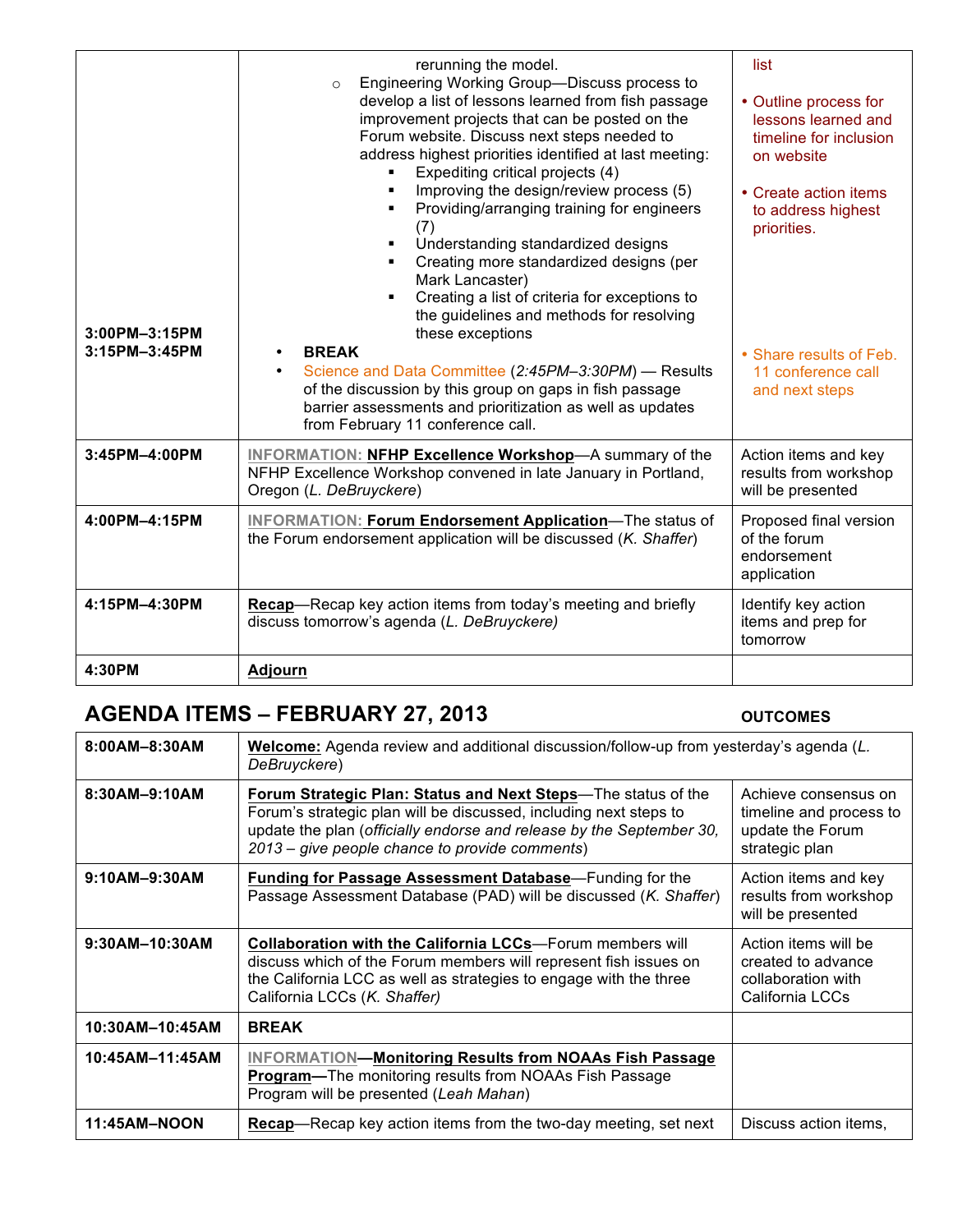| | | |
|---|---|---|
| 3:00PM–3:15PM<br>3:15PM–3:45PM | rerunning the model.<br>○ Engineering Working Group—Discuss process to develop a list of lessons learned from fish passage improvement projects that can be posted on the Forum website. Discuss next steps needed to address highest priorities identified at last meeting:<br>▪ Expediting critical projects (4)<br>▪ Improving the design/review process (5)<br>▪ Providing/arranging training for engineers (7)<br>▪ Understanding standardized designs<br>▪ Creating more standardized designs (per Mark Lancaster)<br>▪ Creating a list of criteria for exceptions to the guidelines and methods for resolving these exceptions<br>• **BREAK**<br>• Science and Data Committee (*2:45PM–3:30PM*) — Results of the discussion by this group on gaps in fish passage barrier assessments and prioritization as well as updates from February 11 conference call. | list<br>• Outline process for lessons learned and timeline for inclusion on website<br>• Create action items to address highest priorities.<br>• Share results of Feb. 11 conference call and next steps |
| **3:45PM–4:00PM** | **INFORMATION: NFHP Excellence Workshop**—A summary of the NFHP Excellence Workshop convened in late January in Portland, Oregon (*L. DeBruyckere*) | Action items and key results from workshop will be presented |
| **4:00PM–4:15PM** | **INFORMATION: Forum Endorsement Application**—The status of the Forum endorsement application will be discussed (*K. Shaffer*) | Proposed final version of the forum endorsement application |
| **4:15PM–4:30PM** | **Recap**—Recap key action items from today's meeting and briefly discuss tomorrow's agenda (*L. DeBruyckere)* | Identify key action items and prep for tomorrow |
| **4:30PM** | **Adjourn** | |

## AGENDA ITEMS – FEBRUARY 27, 2013

| | | **OUTCOMES** |
|---|---|---|
| **8:00AM–8:30AM** | **Welcome:** Agenda review and additional discussion/follow-up from yesterday's agenda (*L. DeBruyckere*) | |
| **8:30AM–9:10AM** | **Forum Strategic Plan: Status and Next Steps**—The status of the Forum's strategic plan will be discussed, including next steps to update the plan (*officially endorse and release by the September 30, 2013 – give people chance to provide comments*) | Achieve consensus on timeline and process to update the Forum strategic plan |
| **9:10AM–9:30AM** | **Funding for Passage Assessment Database**—Funding for the Passage Assessment Database (PAD) will be discussed (*K. Shaffer*) | Action items and key results from workshop will be presented |
| **9:30AM–10:30AM** | **Collaboration with the California LCCs**—Forum members will discuss which of the Forum members will represent fish issues on the California LCC as well as strategies to engage with the three California LCCs (*K. Shaffer)* | Action items will be created to advance collaboration with California LCCs |
| **10:30AM–10:45AM** | **BREAK** | |
| **10:45AM–11:45AM** | **INFORMATION—Monitoring Results from NOAAs Fish Passage Program—**The monitoring results from NOAAs Fish Passage Program will be presented (*Leah Mahan*) | |
| **11:45AM–NOON** | **Recap**—Recap key action items from the two-day meeting, set next | Discuss action items, |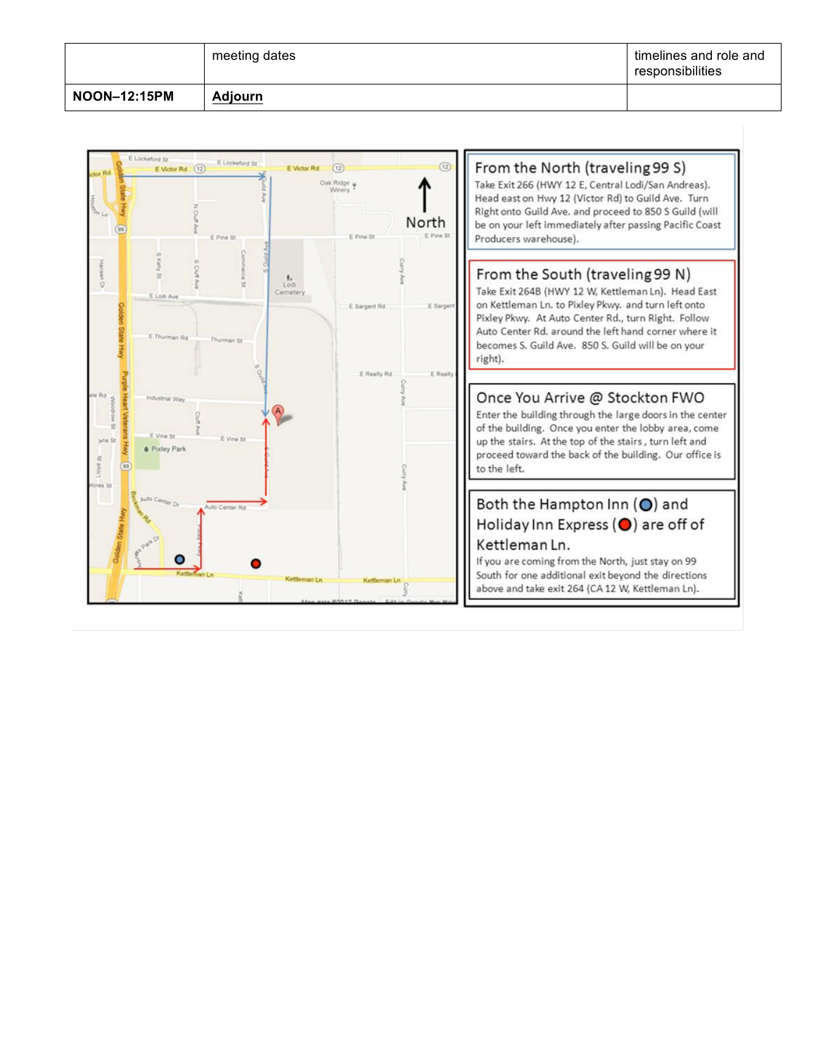| | | |
|---|---|---|
| | meeting dates | timelines and role and responsibilities |
| **NOON–12:15PM** | **Adjourn** | |

E Lockeford St
E Victor Rd
E Pine St
E Lodi Ave
E Thurman Rd
Industrial Way
E Vine St
Pixley Park
Auto Center Dr
Auto Center Rd
Kettleman Ln
Lodi Cemetery
Oak Ridge Winery
E Sargent Rd
E Realty Rd
Cury Ave
Golden State Hwy
Purple Heart Veterans Hwy
North

## From the North (traveling 99 S)

Take Exit 266 (HWY 12 E, Central Lodi/San Andreas). Head east on Hwy 12 (Victor Rd) to Guild Ave. Turn Right onto Guild Ave. and proceed to 850 S Guild (will be on your left immediately after passing Pacific Coast Producers warehouse).

## From the South (traveling 99 N)

Take Exit 264B (HWY 12 W, Kettleman Ln). Head East on Kettleman Ln. to Pixley Pkwy. and turn left onto Pixley Pkwy. At Auto Center Rd., turn Right. Follow Auto Center Rd. around the left hand corner where it becomes S. Guild Ave. 850 S. Guild will be on your right).

## Once You Arrive @ Stockton FWO

Enter the building through the large doors in the center of the building. Once you enter the lobby area, come up the stairs. At the top of the stairs, turn left and proceed toward the back of the building. Our office is to the left.

## Both the Hampton Inn (●) and Holiday Inn Express (●) are off of Kettleman Ln.

If you are coming from the North, just stay on 99 South for one additional exit beyond the directions above and take exit 264 (CA 12 W, Kettleman Ln).